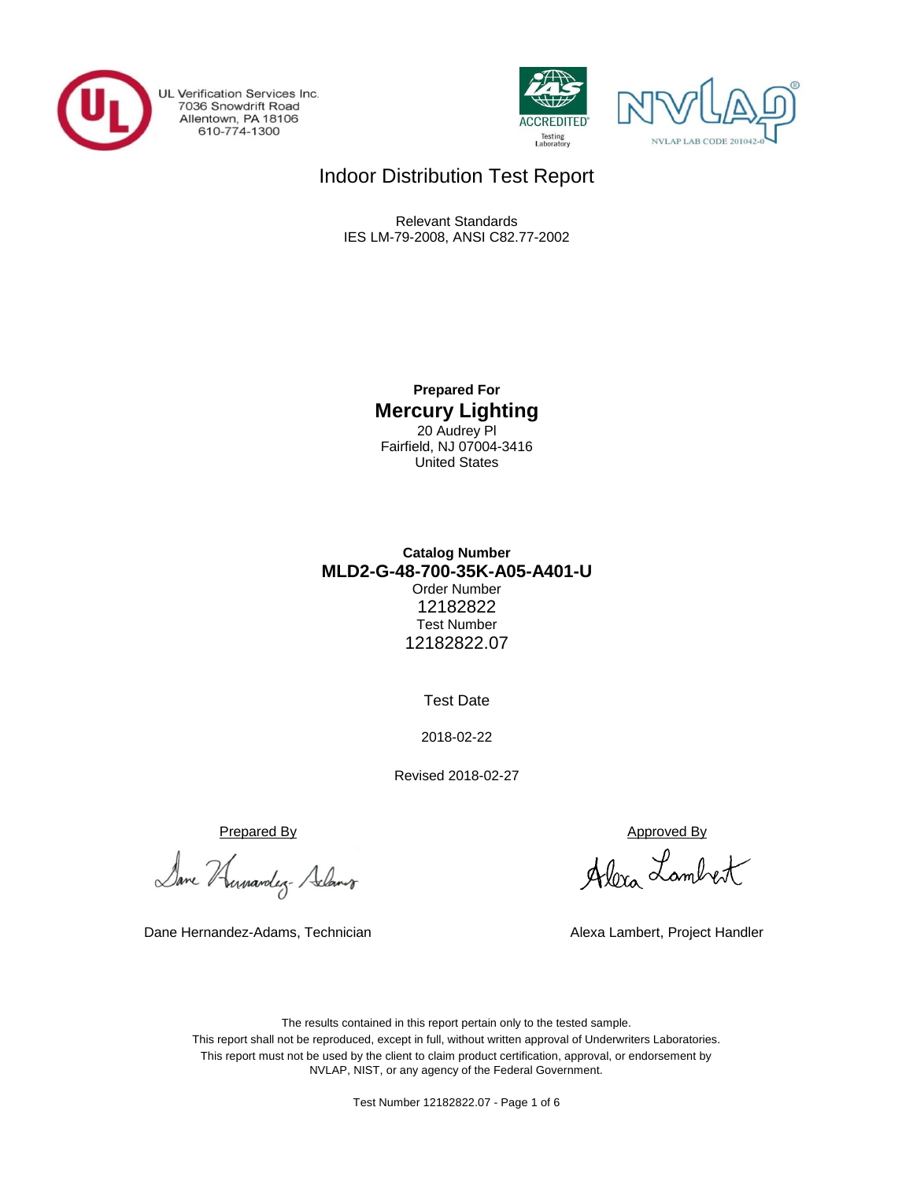UL Verification Services Inc.
7036 Snowdrift Road
Allentown, PA 18106
610-774-1300

IAS ACCREDITED Testing Laboratory

NVLAP LAB CODE 201042-0

# Indoor Distribution Test Report

Relevant Standards
IES LM-79-2008, ANSI C82.77-2002

**Prepared For**

## Mercury Lighting

20 Audrey Pl
Fairfield, NJ 07004-3416
United States

**Catalog Number**

**MLD2-G-48-700-35K-A05-A401-U**

Order Number
12182822
Test Number
12182822.07

Test Date

2018-02-22

Revised 2018-02-27

Prepared By

Dane Hernandez-Adams, Technician

Approved By

Alexa Lambert, Project Handler

The results contained in this report pertain only to the tested sample.
This report shall not be reproduced, except in full, without written approval of Underwriters Laboratories.
This report must not be used by the client to claim product certification, approval, or endorsement by NVLAP, NIST, or any agency of the Federal Government.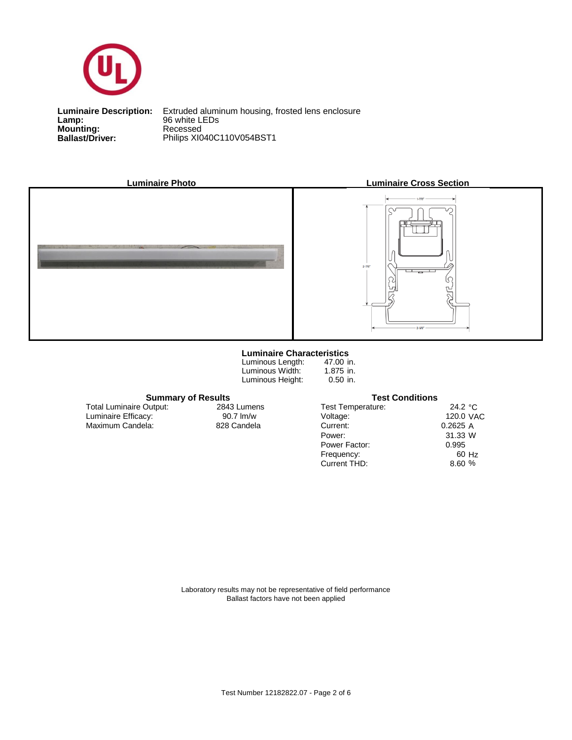**Luminaire Description:** Extruded aluminum housing, frosted lens enclosure
**Lamp:** 96 white LEDs
**Mounting:** Recessed
**Ballast/Driver:** Philips XI040C110V054BST1

**Luminaire Photo**

**Luminaire Cross Section**

1-7/8"

2-7/8"

2-5/8"

### Luminaire Characteristics

| | |
|---|---|
| Luminous Length: | 47.00 in. |
| Luminous Width: | 1.875 in. |
| Luminous Height: | 0.50 in. |

### Summary of Results

| | |
|---|---|
| Total Luminaire Output: | 2843 Lumens |
| Luminaire Efficacy: | 90.7 lm/w |
| Maximum Candela: | 828 Candela |

### Test Conditions

| | |
|---|---|
| Test Temperature: | 24.2 °C |
| Voltage: | 120.0 VAC |
| Current: | 0.2625 A |
| Power: | 31.33 W |
| Power Factor: | 0.995 |
| Frequency: | 60 Hz |
| Current THD: | 8.60 % |

Laboratory results may not be representative of field performance
Ballast factors have not been applied

Test Number 12182822.07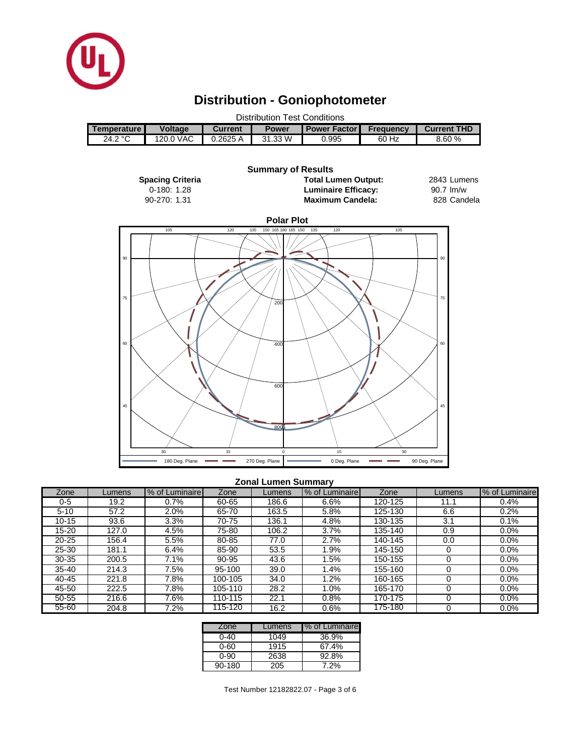# Distribution - Goniophotometer

Distribution Test Conditions

| Temperature | Voltage | Current | Power | Power Factor | Frequency | Current THD |
|---|---|---|---|---|---|---|
| 24.2 °C | 120.0 VAC | 0.2625 A | 31.33 W | 0.995 | 60 Hz | 8.60 % |

**Summary of Results**

**Spacing Criteria**
0-180: 1.28
90-270: 1.31

**Total Lumen Output:** 2843 Lumens
**Luminaire Efficacy:** 90.7 lm/w
**Maximum Candela:** 828 Candela

**Polar Plot**

180 Deg. Plane — 270 Deg. Plane — 0 Deg. Plane — 90 Deg. Plane

**Zonal Lumen Summary**

| Zone | Lumens | % of Luminaire | Zone | Lumens | % of Luminaire | Zone | Lumens | % of Luminaire |
|---|---|---|---|---|---|---|---|---|
| 0-5 | 19.2 | 0.7% | 60-65 | 186.6 | 6.6% | 120-125 | 11.1 | 0.4% |
| 5-10 | 57.2 | 2.0% | 65-70 | 163.5 | 5.8% | 125-130 | 6.6 | 0.2% |
| 10-15 | 93.6 | 3.3% | 70-75 | 136.1 | 4.8% | 130-135 | 3.1 | 0.1% |
| 15-20 | 127.0 | 4.5% | 75-80 | 106.2 | 3.7% | 135-140 | 0.9 | 0.0% |
| 20-25 | 156.4 | 5.5% | 80-85 | 77.0 | 2.7% | 140-145 | 0.0 | 0.0% |
| 25-30 | 181.1 | 6.4% | 85-90 | 53.5 | 1.9% | 145-150 | 0 | 0.0% |
| 30-35 | 200.5 | 7.1% | 90-95 | 43.6 | 1.5% | 150-155 | 0 | 0.0% |
| 35-40 | 214.3 | 7.5% | 95-100 | 39.0 | 1.4% | 155-160 | 0 | 0.0% |
| 40-45 | 221.8 | 7.8% | 100-105 | 34.0 | 1.2% | 160-165 | 0 | 0.0% |
| 45-50 | 222.5 | 7.8% | 105-110 | 28.2 | 1.0% | 165-170 | 0 | 0.0% |
| 50-55 | 216.6 | 7.6% | 110-115 | 22.1 | 0.8% | 170-175 | 0 | 0.0% |
| 55-60 | 204.8 | 7.2% | 115-120 | 16.2 | 0.6% | 175-180 | 0 | 0.0% |

| Zone | Lumens | % of Luminaire |
|---|---|---|
| 0-40 | 1049 | 36.9% |
| 0-60 | 1915 | 67.4% |
| 0-90 | 2638 | 92.8% |
| 90-180 | 205 | 7.2% |

Test Number 12182822.07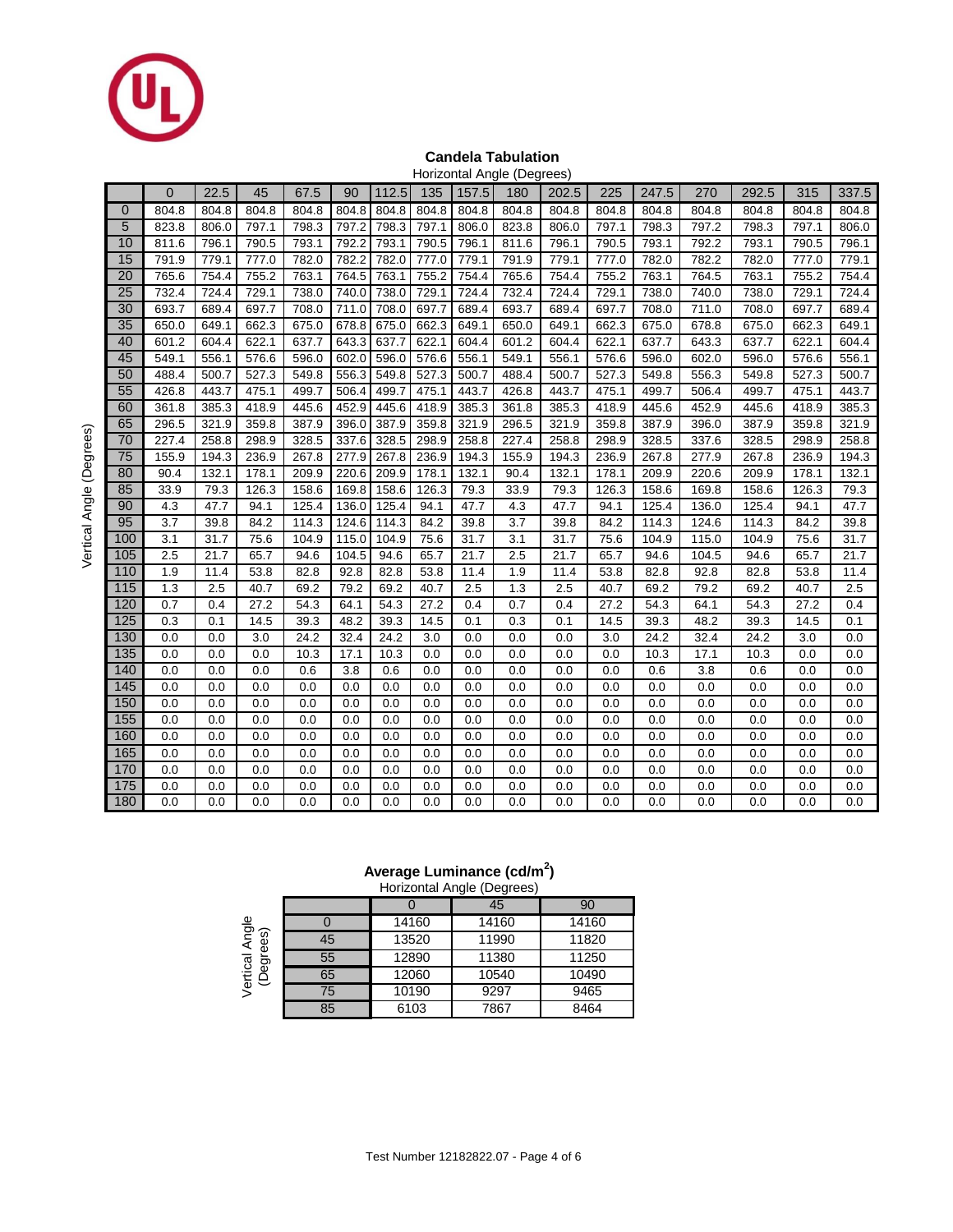## Candela Tabulation

Horizontal Angle (Degrees) across; Vertical Angle (Degrees) down.

| Vertical Angle (Degrees) | 0 | 22.5 | 45 | 67.5 | 90 | 112.5 | 135 | 157.5 | 180 | 202.5 | 225 | 247.5 | 270 | 292.5 | 315 | 337.5 |
|---|---|---|---|---|---|---|---|---|---|---|---|---|---|---|---|---|
| 0 | 804.8 | 804.8 | 804.8 | 804.8 | 804.8 | 804.8 | 804.8 | 804.8 | 804.8 | 804.8 | 804.8 | 804.8 | 804.8 | 804.8 | 804.8 | 804.8 |
| 5 | 823.8 | 806.0 | 797.1 | 798.3 | 797.2 | 798.3 | 797.1 | 806.0 | 823.8 | 806.0 | 797.1 | 798.3 | 797.2 | 798.3 | 797.1 | 806.0 |
| 10 | 811.6 | 796.1 | 790.5 | 793.1 | 792.2 | 793.1 | 790.5 | 796.1 | 811.6 | 796.1 | 790.5 | 793.1 | 792.2 | 793.1 | 790.5 | 796.1 |
| 15 | 791.9 | 779.1 | 777.0 | 782.0 | 782.2 | 782.0 | 777.0 | 779.1 | 791.9 | 779.1 | 777.0 | 782.0 | 782.2 | 782.0 | 777.0 | 779.1 |
| 20 | 765.6 | 754.4 | 755.2 | 763.1 | 764.5 | 763.1 | 755.2 | 754.4 | 765.6 | 754.4 | 755.2 | 763.1 | 764.5 | 763.1 | 755.2 | 754.4 |
| 25 | 732.4 | 724.4 | 729.1 | 738.0 | 740.0 | 738.0 | 729.1 | 724.4 | 732.4 | 724.4 | 729.1 | 738.0 | 740.0 | 738.0 | 729.1 | 724.4 |
| 30 | 693.7 | 689.4 | 697.7 | 708.0 | 711.0 | 708.0 | 697.7 | 689.4 | 693.7 | 689.4 | 697.7 | 708.0 | 711.0 | 708.0 | 697.7 | 689.4 |
| 35 | 650.0 | 649.1 | 662.3 | 675.0 | 678.8 | 675.0 | 662.3 | 649.1 | 650.0 | 649.1 | 662.3 | 675.0 | 678.8 | 675.0 | 662.3 | 649.1 |
| 40 | 601.2 | 604.4 | 622.1 | 637.7 | 643.3 | 637.7 | 622.1 | 604.4 | 601.2 | 604.4 | 622.1 | 637.7 | 643.3 | 637.7 | 622.1 | 604.4 |
| 45 | 549.1 | 556.1 | 576.6 | 596.0 | 602.0 | 596.0 | 576.6 | 556.1 | 549.1 | 556.1 | 576.6 | 596.0 | 602.0 | 596.0 | 576.6 | 556.1 |
| 50 | 488.4 | 500.7 | 527.3 | 549.8 | 556.3 | 549.8 | 527.3 | 500.7 | 488.4 | 500.7 | 527.3 | 549.8 | 556.3 | 549.8 | 527.3 | 500.7 |
| 55 | 426.8 | 443.7 | 475.1 | 499.7 | 506.4 | 499.7 | 475.1 | 443.7 | 426.8 | 443.7 | 475.1 | 499.7 | 506.4 | 499.7 | 475.1 | 443.7 |
| 60 | 361.8 | 385.3 | 418.9 | 445.6 | 452.9 | 445.6 | 418.9 | 385.3 | 361.8 | 385.3 | 418.9 | 445.6 | 452.9 | 445.6 | 418.9 | 385.3 |
| 65 | 296.5 | 321.9 | 359.8 | 387.9 | 396.0 | 387.9 | 359.8 | 321.9 | 296.5 | 321.9 | 359.8 | 387.9 | 396.0 | 387.9 | 359.8 | 321.9 |
| 70 | 227.4 | 258.8 | 298.9 | 328.5 | 337.6 | 328.5 | 298.9 | 258.8 | 227.4 | 258.8 | 298.9 | 328.5 | 337.6 | 328.5 | 298.9 | 258.8 |
| 75 | 155.9 | 194.3 | 236.9 | 267.8 | 277.9 | 267.8 | 236.9 | 194.3 | 155.9 | 194.3 | 236.9 | 267.8 | 277.9 | 267.8 | 236.9 | 194.3 |
| 80 | 90.4 | 132.1 | 178.1 | 209.9 | 220.6 | 209.9 | 178.1 | 132.1 | 90.4 | 132.1 | 178.1 | 209.9 | 220.6 | 209.9 | 178.1 | 132.1 |
| 85 | 33.9 | 79.3 | 126.3 | 158.6 | 169.8 | 158.6 | 126.3 | 79.3 | 33.9 | 79.3 | 126.3 | 158.6 | 169.8 | 158.6 | 126.3 | 79.3 |
| 90 | 4.3 | 47.7 | 94.1 | 125.4 | 136.0 | 125.4 | 94.1 | 47.7 | 4.3 | 47.7 | 94.1 | 125.4 | 136.0 | 125.4 | 94.1 | 47.7 |
| 95 | 3.7 | 39.8 | 84.2 | 114.3 | 124.6 | 114.3 | 84.2 | 39.8 | 3.7 | 39.8 | 84.2 | 114.3 | 124.6 | 114.3 | 84.2 | 39.8 |
| 100 | 3.1 | 31.7 | 75.6 | 104.9 | 115.0 | 104.9 | 75.6 | 31.7 | 3.1 | 31.7 | 75.6 | 104.9 | 115.0 | 104.9 | 75.6 | 31.7 |
| 105 | 2.5 | 21.7 | 65.7 | 94.6 | 104.5 | 94.6 | 65.7 | 21.7 | 2.5 | 21.7 | 65.7 | 94.6 | 104.5 | 94.6 | 65.7 | 21.7 |
| 110 | 1.9 | 11.4 | 53.8 | 82.8 | 92.8 | 82.8 | 53.8 | 11.4 | 1.9 | 11.4 | 53.8 | 82.8 | 92.8 | 82.8 | 53.8 | 11.4 |
| 115 | 1.3 | 2.5 | 40.7 | 69.2 | 79.2 | 69.2 | 40.7 | 2.5 | 1.3 | 2.5 | 40.7 | 69.2 | 79.2 | 69.2 | 40.7 | 2.5 |
| 120 | 0.7 | 0.4 | 27.2 | 54.3 | 64.1 | 54.3 | 27.2 | 0.4 | 0.7 | 0.4 | 27.2 | 54.3 | 64.1 | 54.3 | 27.2 | 0.4 |
| 125 | 0.3 | 0.1 | 14.5 | 39.3 | 48.2 | 39.3 | 14.5 | 0.1 | 0.3 | 0.1 | 14.5 | 39.3 | 48.2 | 39.3 | 14.5 | 0.1 |
| 130 | 0.0 | 0.0 | 3.0 | 24.2 | 32.4 | 24.2 | 3.0 | 0.0 | 0.0 | 0.0 | 3.0 | 24.2 | 32.4 | 24.2 | 3.0 | 0.0 |
| 135 | 0.0 | 0.0 | 0.0 | 10.3 | 17.1 | 10.3 | 0.0 | 0.0 | 0.0 | 0.0 | 0.0 | 10.3 | 17.1 | 10.3 | 0.0 | 0.0 |
| 140 | 0.0 | 0.0 | 0.0 | 0.6 | 3.8 | 0.6 | 0.0 | 0.0 | 0.0 | 0.0 | 0.0 | 0.6 | 3.8 | 0.6 | 0.0 | 0.0 |
| 145 | 0.0 | 0.0 | 0.0 | 0.0 | 0.0 | 0.0 | 0.0 | 0.0 | 0.0 | 0.0 | 0.0 | 0.0 | 0.0 | 0.0 | 0.0 | 0.0 |
| 150 | 0.0 | 0.0 | 0.0 | 0.0 | 0.0 | 0.0 | 0.0 | 0.0 | 0.0 | 0.0 | 0.0 | 0.0 | 0.0 | 0.0 | 0.0 | 0.0 |
| 155 | 0.0 | 0.0 | 0.0 | 0.0 | 0.0 | 0.0 | 0.0 | 0.0 | 0.0 | 0.0 | 0.0 | 0.0 | 0.0 | 0.0 | 0.0 | 0.0 |
| 160 | 0.0 | 0.0 | 0.0 | 0.0 | 0.0 | 0.0 | 0.0 | 0.0 | 0.0 | 0.0 | 0.0 | 0.0 | 0.0 | 0.0 | 0.0 | 0.0 |
| 165 | 0.0 | 0.0 | 0.0 | 0.0 | 0.0 | 0.0 | 0.0 | 0.0 | 0.0 | 0.0 | 0.0 | 0.0 | 0.0 | 0.0 | 0.0 | 0.0 |
| 170 | 0.0 | 0.0 | 0.0 | 0.0 | 0.0 | 0.0 | 0.0 | 0.0 | 0.0 | 0.0 | 0.0 | 0.0 | 0.0 | 0.0 | 0.0 | 0.0 |
| 175 | 0.0 | 0.0 | 0.0 | 0.0 | 0.0 | 0.0 | 0.0 | 0.0 | 0.0 | 0.0 | 0.0 | 0.0 | 0.0 | 0.0 | 0.0 | 0.0 |
| 180 | 0.0 | 0.0 | 0.0 | 0.0 | 0.0 | 0.0 | 0.0 | 0.0 | 0.0 | 0.0 | 0.0 | 0.0 | 0.0 | 0.0 | 0.0 | 0.0 |

## Average Luminance ($cd/m^2$)

Horizontal Angle (Degrees) across; Vertical Angle (Degrees) down.

| Vertical Angle (Degrees) | 0 | 45 | 90 |
|---|---|---|---|
| 0 | 14160 | 14160 | 14160 |
| 45 | 13520 | 11990 | 11820 |
| 55 | 12890 | 11380 | 11250 |
| 65 | 12060 | 10540 | 10490 |
| 75 | 10190 | 9297 | 9465 |
| 85 | 6103 | 7867 | 8464 |

Test Number 12182822.07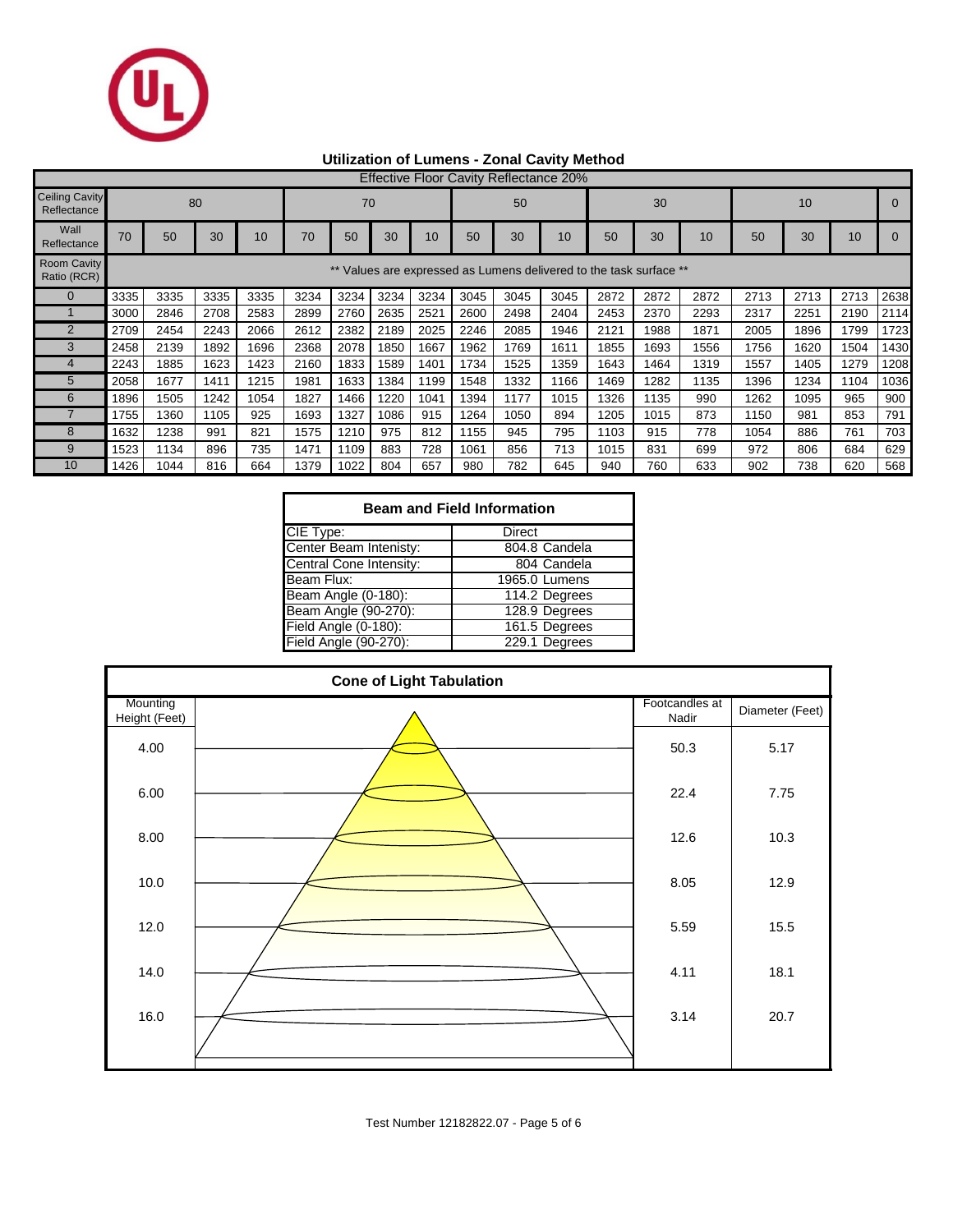## Utilization of Lumens - Zonal Cavity Method

Effective Floor Cavity Reflectance 20%

| Ceiling Cavity Reflectance | 80 | | | | 70 | | | | 50 | | | 30 | | | 10 | | | 0 |
|---|---|---|---|---|---|---|---|---|---|---|---|---|---|---|---|---|---|---|
| Wall Reflectance | 70 | 50 | 30 | 10 | 70 | 50 | 30 | 10 | 50 | 30 | 10 | 50 | 30 | 10 | 50 | 30 | 10 | 0 |
| Room Cavity Ratio (RCR) | ** Values are expressed as Lumens delivered to the task surface ** | | | | | | | | | | | | | | | | | |
| 0 | 3335 | 3335 | 3335 | 3335 | 3234 | 3234 | 3234 | 3234 | 3045 | 3045 | 3045 | 2872 | 2872 | 2872 | 2713 | 2713 | 2713 | 2638 |
| 1 | 3000 | 2846 | 2708 | 2583 | 2899 | 2760 | 2635 | 2521 | 2600 | 2498 | 2404 | 2453 | 2370 | 2293 | 2317 | 2251 | 2190 | 2114 |
| 2 | 2709 | 2454 | 2243 | 2066 | 2612 | 2382 | 2189 | 2025 | 2246 | 2085 | 1946 | 2121 | 1988 | 1871 | 2005 | 1896 | 1799 | 1723 |
| 3 | 2458 | 2139 | 1892 | 1696 | 2368 | 2078 | 1850 | 1667 | 1962 | 1769 | 1611 | 1855 | 1693 | 1556 | 1756 | 1620 | 1504 | 1430 |
| 4 | 2243 | 1885 | 1623 | 1423 | 2160 | 1833 | 1589 | 1401 | 1734 | 1525 | 1359 | 1643 | 1464 | 1319 | 1557 | 1405 | 1279 | 1208 |
| 5 | 2058 | 1677 | 1411 | 1215 | 1981 | 1633 | 1384 | 1199 | 1548 | 1332 | 1166 | 1469 | 1282 | 1135 | 1396 | 1234 | 1104 | 1036 |
| 6 | 1896 | 1505 | 1242 | 1054 | 1827 | 1466 | 1220 | 1041 | 1394 | 1177 | 1015 | 1326 | 1135 | 990 | 1262 | 1095 | 965 | 900 |
| 7 | 1755 | 1360 | 1105 | 925 | 1693 | 1327 | 1086 | 915 | 1264 | 1050 | 894 | 1205 | 1015 | 873 | 1150 | 981 | 853 | 791 |
| 8 | 1632 | 1238 | 991 | 821 | 1575 | 1210 | 975 | 812 | 1155 | 945 | 795 | 1103 | 915 | 778 | 1054 | 886 | 761 | 703 |
| 9 | 1523 | 1134 | 896 | 735 | 1471 | 1109 | 883 | 728 | 1061 | 856 | 713 | 1015 | 831 | 699 | 972 | 806 | 684 | 629 |
| 10 | 1426 | 1044 | 816 | 664 | 1379 | 1022 | 804 | 657 | 980 | 782 | 645 | 940 | 760 | 633 | 902 | 738 | 620 | 568 |

### Beam and Field Information

| | |
|---|---|
| CIE Type: | Direct |
| Center Beam Intenisty: | 804.8 Candela |
| Central Cone Intensity: | 804 Candela |
| Beam Flux: | 1965.0 Lumens |
| Beam Angle (0-180): | 114.2 Degrees |
| Beam Angle (90-270): | 128.9 Degrees |
| Field Angle (0-180): | 161.5 Degrees |
| Field Angle (90-270): | 229.1 Degrees |

### Cone of Light Tabulation

| Mounting Height (Feet) | Footcandles at Nadir | Diameter (Feet) |
|---|---|---|
| 4.00 | 50.3 | 5.17 |
| 6.00 | 22.4 | 7.75 |
| 8.00 | 12.6 | 10.3 |
| 10.0 | 8.05 | 12.9 |
| 12.0 | 5.59 | 15.5 |
| 14.0 | 4.11 | 18.1 |
| 16.0 | 3.14 | 20.7 |

Test Number 12182822.07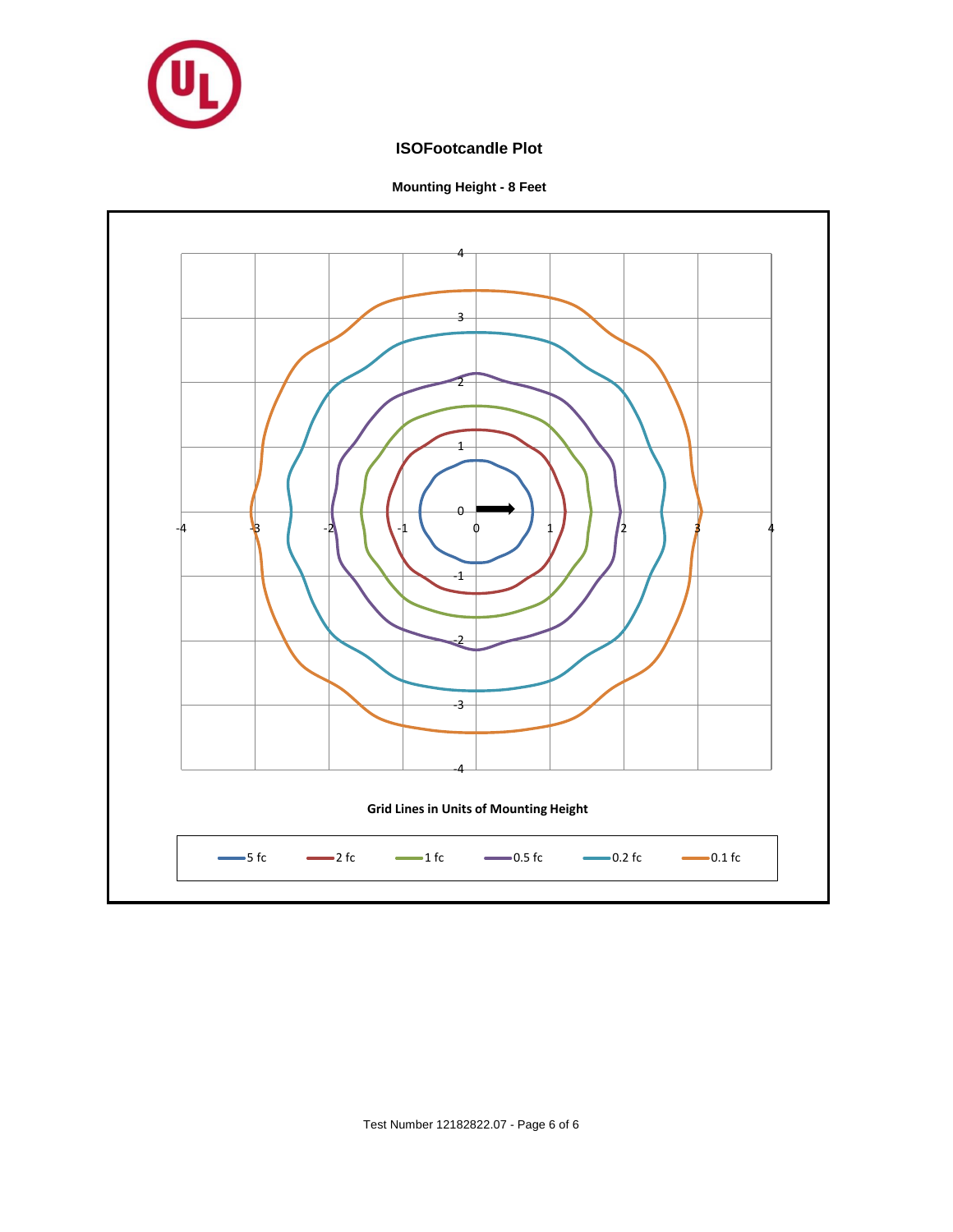## ISOFootcandle Plot

**Mounting Height - 8 Feet**

4
3
2
1
0
-1
-2
-3
-4

-4 -3 -2 -1 0 1 2 3 4

**Grid Lines in Units of Mounting Height**

5 fc
2 fc
1 fc
0.5 fc
0.2 fc
0.1 fc

Test Number 12182822.07 - Page 6 of 6